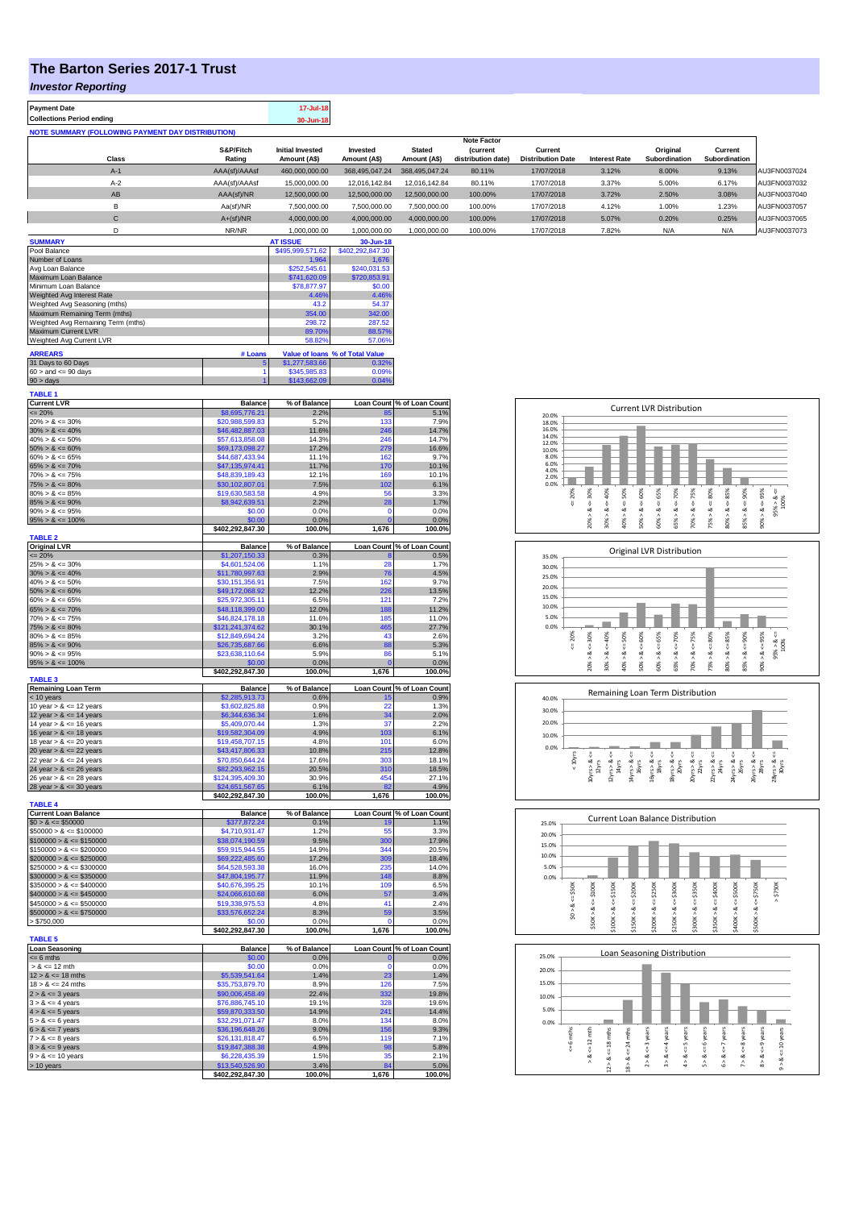# The Barton Series 2017-1 Trust

## *Investor Reporting*

| Payment Date | 17-Jul-18 |
|---|---|
| Collections Period ending | 30-Jun-18 |

**NOTE SUMMARY (FOLLOWING PAYMENT DAY DISTRIBUTION)**

| Class | S&P/Fitch Rating | Initial Invested Amount (A$) | Invested Amount (A$) | Stated Amount (A$) | Note Factor (current distribution date) | Current Distribution Date | Interest Rate | Original Subordination | Current Subordination | |
|---|---|---|---|---|---|---|---|---|---|---|
| A-1 | AAA(sf)/AAAsf | 460,000,000.00 | 368,495,047.24 | 368,495,047.24 | 80.11% | 17/07/2018 | 3.12% | 8.00% | 9.13% | AU3FN0037024 |
| A-2 | AAA(sf)/AAAsf | 15,000,000.00 | 12,016,142.84 | 12,016,142.84 | 80.11% | 17/07/2018 | 3.37% | 5.00% | 6.17% | AU3FN0037032 |
| AB | AAA(sf)/NR | 12,500,000.00 | 12,500,000.00 | 12,500,000.00 | 100.00% | 17/07/2018 | 3.72% | 2.50% | 3.08% | AU3FN0037040 |
| B | Aa(sf)/NR | 7,500,000.00 | 7,500,000.00 | 7,500,000.00 | 100.00% | 17/07/2018 | 4.12% | 1.00% | 1.23% | AU3FN0037057 |
| C | A+(sf)/NR | 4,000,000.00 | 4,000,000.00 | 4,000,000.00 | 100.00% | 17/07/2018 | 5.07% | 0.20% | 0.25% | AU3FN0037065 |
| D | NR/NR | 1,000,000.00 | 1,000,000.00 | 1,000,000.00 | 100.00% | 17/07/2018 | 7.82% | N/A | N/A | AU3FN0037073 |

| SUMMARY | AT ISSUE | 30-Jun-18 |
|---|---|---|
| Pool Balance | $495,999,571.62 | $402,292,847.30 |
| Number of Loans | 1,964 | 1,676 |
| Avg Loan Balance | $252,545.61 | $240,031.53 |
| Maximum Loan Balance | $741,620.09 | $720,853.91 |
| Minimum Loan Balance | $78,877.97 | $0.00 |
| Weighted Avg Interest Rate | 4.46% | 4.46% |
| Weighted Avg Seasoning (mths) | 43.2 | 54.37 |
| Maximum Remaining Term (mths) | 354.00 | 342.00 |
| Weighted Avg Remaining Term (mths) | 298.72 | 287.52 |
| Maximum Current LVR | 89.70% | 88.57% |
| Weighted Avg Current LVR | 58.82% | 57.06% |

| ARREARS | # Loans | Value of loans | % of Total Value |
|---|---|---|---|
| 31 Days to 60 Days | 5 | $1,277,583.66 | 0.32% |
| 60 > and <= 90 days | 1 | $345,985.83 | 0.09% |
| 90 > days | 1 | $143,662.09 | 0.04% |

**TABLE 1**

| Current LVR | Balance | % of Balance | Loan Count | % of Loan Count |
|---|---|---|---|---|
| <= 20% | $8,695,776.21 | 2.2% | 85 | 5.1% |
| 20% > & <= 30% | $20,988,599.83 | 5.2% | 133 | 7.9% |
| 30% > & <= 40% | $46,482,887.03 | 11.6% | 246 | 14.7% |
| 40% > & <= 50% | $57,613,858.08 | 14.3% | 246 | 14.7% |
| 50% > & <= 60% | $69,173,098.27 | 17.2% | 279 | 16.6% |
| 60% > & <= 65% | $44,687,433.94 | 11.1% | 162 | 9.7% |
| 65% > & <= 70% | $47,135,974.41 | 11.7% | 170 | 10.1% |
| 70% > & <= 75% | $48,839,189.43 | 12.1% | 169 | 10.1% |
| 75% > & <= 80% | $30,102,807.01 | 7.5% | 102 | 6.1% |
| 80% > & <= 85% | $19,630,583.58 | 4.9% | 56 | 3.3% |
| 85% > & <= 90% | $8,942,639.51 | 2.2% | 28 | 1.7% |
| 90% > & <= 95% | $0.00 | 0.0% | 0 | 0.0% |
| 95% > & <= 100% | $0.00 | 0.0% | 0 | 0.0% |
| | $402,292,847.30 | 100.0% | 1,676 | 100.0% |

**TABLE 2**

| Original LVR | Balance | % of Balance | Loan Count | % of Loan Count |
|---|---|---|---|---|
| <= 20% | $1,207,150.33 | 0.3% | 8 | 0.5% |
| 25% > & <= 30% | $4,601,524.06 | 1.1% | 28 | 1.7% |
| 30% > & <= 40% | $11,780,997.63 | 2.9% | 76 | 4.5% |
| 40% > & <= 50% | $30,151,356.91 | 7.5% | 162 | 9.7% |
| 50% > & <= 60% | $49,172,068.92 | 12.2% | 226 | 13.5% |
| 60% > & <= 65% | $25,972,305.11 | 6.5% | 121 | 7.2% |
| 65% > & <= 70% | $48,118,399.00 | 12.0% | 188 | 11.2% |
| 70% > & <= 75% | $46,824,178.18 | 11.6% | 185 | 11.0% |
| 75% > & <= 80% | $121,241,374.62 | 30.1% | 465 | 27.7% |
| 80% > & <= 85% | $12,849,694.24 | 3.2% | 43 | 2.6% |
| 85% > & <= 90% | $26,735,687.66 | 6.6% | 88 | 5.3% |
| 90% > & <= 95% | $23,638,110.64 | 5.9% | 86 | 5.1% |
| 95% > & <= 100% | $0.00 | 0.0% | 0 | 0.0% |
| | $402,292,847.30 | 100.0% | 1,676 | 100.0% |

**TABLE 3**

| Remaining Loan Term | Balance | % of Balance | Loan Count | % of Loan Count |
|---|---|---|---|---|
| < 10 years | $2,285,913.73 | 0.6% | 15 | 0.9% |
| 10 year > & <= 12 years | $3,602,825.88 | 0.9% | 22 | 1.3% |
| 12 year > & <= 14 years | $6,344,636.34 | 1.6% | 34 | 2.0% |
| 14 year > & <= 16 years | $5,409,070.44 | 1.3% | 37 | 2.2% |
| 16 year > & <= 18 years | $19,582,304.09 | 4.9% | 103 | 6.1% |
| 18 year > & <= 20 years | $19,458,707.15 | 4.8% | 101 | 6.0% |
| 20 year > & <= 22 years | $43,417,806.33 | 10.8% | 215 | 12.8% |
| 22 year > & <= 24 years | $70,850,644.24 | 17.6% | 303 | 18.1% |
| 24 year > & <= 26 years | $82,293,962.15 | 20.5% | 310 | 18.5% |
| 26 year > & <= 28 years | $124,395,409.30 | 30.9% | 454 | 27.1% |
| 28 year > & <= 30 years | $24,651,567.65 | 6.1% | 82 | 4.9% |
| | $402,292,847.30 | 100.0% | 1,676 | 100.0% |

**TABLE 4**

| Current Loan Balance | Balance | % of Balance | Loan Count | % of Loan Count |
|---|---|---|---|---|
| $0 > & <= $50000 | $377,872.24 | 0.1% | 19 | 1.1% |
| $50000 > & <= $100000 | $4,710,931.47 | 1.2% | 55 | 3.3% |
| $100000 > & <= $150000 | $38,074,190.59 | 9.5% | 300 | 17.9% |
| $150000 > & <= $200000 | $59,915,944.55 | 14.9% | 344 | 20.5% |
| $200000 > & <= $250000 | $69,222,485.60 | 17.2% | 309 | 18.4% |
| $250000 > & <= $300000 | $64,528,593.38 | 16.0% | 235 | 14.0% |
| $300000 > & <= $350000 | $47,804,195.77 | 11.9% | 148 | 8.8% |
| $350000 > & <= $400000 | $40,676,395.25 | 10.1% | 109 | 6.5% |
| $400000 > & <= $450000 | $24,066,610.68 | 6.0% | 57 | 3.4% |
| $450000 > & <= $500000 | $19,338,975.53 | 4.8% | 41 | 2.4% |
| $500000 > & <= $750000 | $33,576,652.24 | 8.3% | 59 | 3.5% |
| > $750,000 | $0.00 | 0.0% | 0 | 0.0% |
| | $402,292,847.30 | 100.0% | 1,676 | 100.0% |

**TABLE 5**

| Loan Seasoning | Balance | % of Balance | Loan Count | % of Loan Count |
|---|---|---|---|---|
| <= 6 mths | $0.00 | 0.0% | 0 | 0.0% |
| > & <= 12 mth | $0.00 | 0.0% | 0 | 0.0% |
| 12 > & <= 18 mths | $5,539,541.64 | 1.4% | 23 | 1.4% |
| 18 > & <= 24 mths | $35,753,879.70 | 8.9% | 126 | 7.5% |
| 2 > & <= 3 years | $90,006,458.49 | 22.4% | 332 | 19.8% |
| 3 > & <= 4 years | $76,886,745.10 | 19.1% | 328 | 19.6% |
| 4 > & <= 5 years | $59,870,333.50 | 14.9% | 241 | 14.4% |
| 5 > & <= 6 years | $32,291,071.47 | 8.0% | 134 | 8.0% |
| 6 > & <= 7 years | $36,196,648.26 | 9.0% | 156 | 9.3% |
| 7 > & <= 8 years | $26,131,818.47 | 6.5% | 119 | 7.1% |
| 8 > & <= 9 years | $19,847,388.38 | 4.9% | 98 | 5.8% |
| 9 > & <= 10 years | $6,228,435.39 | 1.5% | 35 | 2.1% |
| > 10 years | $13,540,526.90 | 3.4% | 84 | 5.0% |
| | $402,292,847.30 | 100.0% | 1,676 | 100.0% |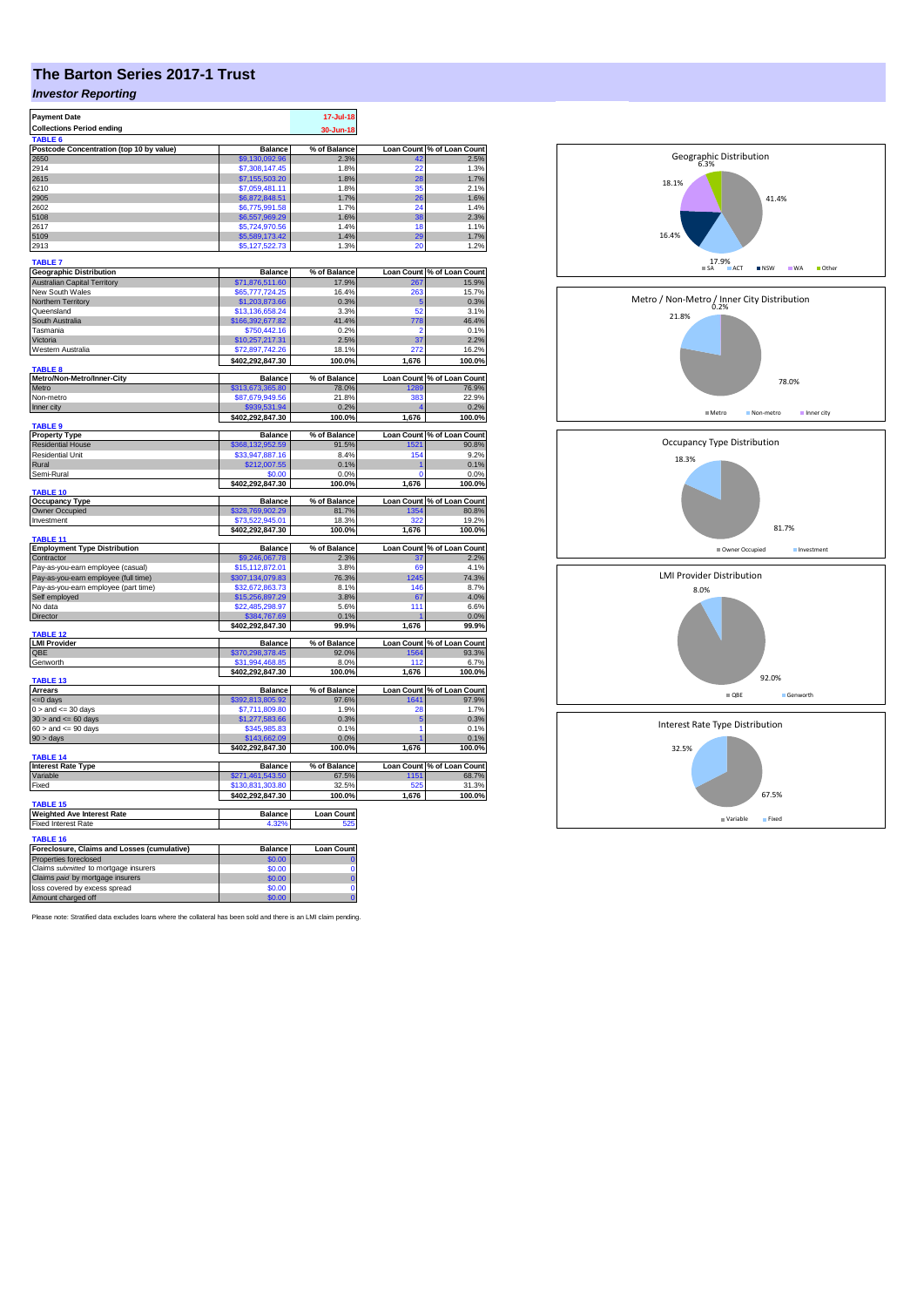# The Barton Series 2017-1 Trust

## *Investor Reporting*

| | |
|---|---|
| **Payment Date** | **17-Jul-18** |
| **Collections Period ending** | **30-Jun-18** |

**TABLE 6**

| Postcode Concentration (top 10 by value) | Balance | % of Balance | Loan Count | % of Loan Count |
|---|---|---|---|---|
| 2650 | $9,130,092.96 | 2.3% | 42 | 2.5% |
| 2914 | $7,308,147.45 | 1.8% | 22 | 1.3% |
| 2615 | $7,155,503.20 | 1.8% | 28 | 1.7% |
| 6210 | $7,059,481.11 | 1.8% | 35 | 2.1% |
| 2905 | $6,872,848.51 | 1.7% | 26 | 1.6% |
| 2602 | $6,775,991.58 | 1.7% | 24 | 1.4% |
| 5108 | $6,557,969.29 | 1.6% | 38 | 2.3% |
| 2617 | $5,724,970.56 | 1.4% | 18 | 1.1% |
| 5109 | $5,589,173.42 | 1.4% | 29 | 1.7% |
| 2913 | $5,127,522.73 | 1.3% | 20 | 1.2% |

**TABLE 7**

| Geographic Distribution | Balance | % of Balance | Loan Count | % of Loan Count |
|---|---|---|---|---|
| Australian Capital Territory | $71,876,511.60 | 17.9% | 267 | 15.9% |
| New South Wales | $65,777,724.25 | 16.4% | 263 | 15.7% |
| Northern Territory | $1,203,873.66 | 0.3% | 5 | 0.3% |
| Queensland | $13,136,658.24 | 3.3% | 52 | 3.1% |
| South Australia | $166,392,677.82 | 41.4% | 778 | 46.4% |
| Tasmania | $750,442.16 | 0.2% | 2 | 0.1% |
| Victoria | $10,257,217.31 | 2.5% | 37 | 2.2% |
| Western Australia | $72,897,742.26 | 18.1% | 272 | 16.2% |
| | **$402,292,847.30** | **100.0%** | **1,676** | **100.0%** |

**TABLE 8**

| Metro/Non-Metro/Inner-City | Balance | % of Balance | Loan Count | % of Loan Count |
|---|---|---|---|---|
| Metro | $313,673,365.80 | 78.0% | 1289 | 76.9% |
| Non-metro | $87,679,949.56 | 21.8% | 383 | 22.9% |
| Inner city | $939,531.94 | 0.2% | 4 | 0.2% |
| | **$402,292,847.30** | **100.0%** | **1,676** | **100.0%** |

**TABLE 9**

| Property Type | Balance | % of Balance | Loan Count | % of Loan Count |
|---|---|---|---|---|
| Residential House | $368,132,952.59 | 91.5% | 1521 | 90.8% |
| Residential Unit | $33,947,887.16 | 8.4% | 154 | 9.2% |
| Rural | $212,007.55 | 0.1% | 1 | 0.1% |
| Semi-Rural | $0.00 | 0.0% | 0 | 0.0% |
| | **$402,292,847.30** | **100.0%** | **1,676** | **100.0%** |

**TABLE 10**

| Occupancy Type | Balance | % of Balance | Loan Count | % of Loan Count |
|---|---|---|---|---|
| Owner Occupied | $328,769,902.29 | 81.7% | 1354 | 80.8% |
| Investment | $73,522,945.01 | 18.3% | 322 | 19.2% |
| | **$402,292,847.30** | **100.0%** | **1,676** | **100.0%** |

**TABLE 11**

| Employment Type Distribution | Balance | % of Balance | Loan Count | % of Loan Count |
|---|---|---|---|---|
| Contractor | $9,246,067.78 | 2.3% | 37 | 2.2% |
| Pay-as-you-earn employee (casual) | $15,112,872.01 | 3.8% | 69 | 4.1% |
| Pay-as-you-earn employee (full time) | $307,134,079.83 | 76.3% | 1245 | 74.3% |
| Pay-as-you-earn employee (part time) | $32,672,863.73 | 8.1% | 146 | 8.7% |
| Self employed | $15,256,897.29 | 3.8% | 67 | 4.0% |
| No data | $22,485,298.97 | 5.6% | 111 | 6.6% |
| Director | $384,767.69 | 0.1% | 1 | 0.0% |
| | **$402,292,847.30** | **99.9%** | **1,676** | **99.9%** |

**TABLE 12**

| LMI Provider | Balance | % of Balance | Loan Count | % of Loan Count |
|---|---|---|---|---|
| QBE | $370,298,378.45 | 92.0% | 1564 | 93.3% |
| Genworth | $31,994,468.85 | 8.0% | 112 | 6.7% |
| | **$402,292,847.30** | **100.0%** | **1,676** | **100.0%** |

**TABLE 13**

| Arrears | Balance | % of Balance | Loan Count | % of Loan Count |
|---|---|---|---|---|
| <=0 days | $392,813,805.92 | 97.6% | 1641 | 97.9% |
| 0 > and <= 30 days | $7,711,809.80 | 1.9% | 28 | 1.7% |
| 30 > and <= 60 days | $1,277,583.66 | 0.3% | 5 | 0.3% |
| 60 > and <= 90 days | $345,985.83 | 0.1% | 1 | 0.1% |
| 90 > days | $143,662.09 | 0.0% | 1 | 0.1% |
| | **$402,292,847.30** | **100.0%** | **1,676** | **100.0%** |

**TABLE 14**

| Interest Rate Type | Balance | % of Balance | Loan Count | % of Loan Count |
|---|---|---|---|---|
| Variable | $271,461,543.50 | 67.5% | 1151 | 68.7% |
| Fixed | $130,831,303.80 | 32.5% | 525 | 31.3% |
| | **$402,292,847.30** | **100.0%** | **1,676** | **100.0%** |

**TABLE 15**

| Weighted Ave Interest Rate | Balance | Loan Count |
|---|---|---|
| Fixed Interest Rate | 4.32% | 525 |

**TABLE 16**

| Foreclosure, Claims and Losses (cumulative) | Balance | Loan Count |
|---|---|---|
| Properties foreclosed | $0.00 | 0 |
| Claims *submitted* to mortgage insurers | $0.00 | 0 |
| Claims *paid* by mortgage insurers | $0.00 | 0 |
| loss covered by excess spread | $0.00 | 0 |
| Amount charged off | $0.00 | 0 |

Please note: Stratified data excludes loans where the collateral has been sold and there is an LMI claim pending.

Geographic Distribution: SA 41.4%, ACT 17.9%, NSW 16.4%, WA 18.1%, Other 6.3%

Metro / Non-Metro / Inner City Distribution: Metro 78.0%, Non-metro 21.8%, Inner city 0.2%

Occupancy Type Distribution: Owner Occupied 81.7%, Investment 18.3%

LMI Provider Distribution: QBE 92.0%, Genworth 8.0%

Interest Rate Type Distribution: Variable 67.5%, Fixed 32.5%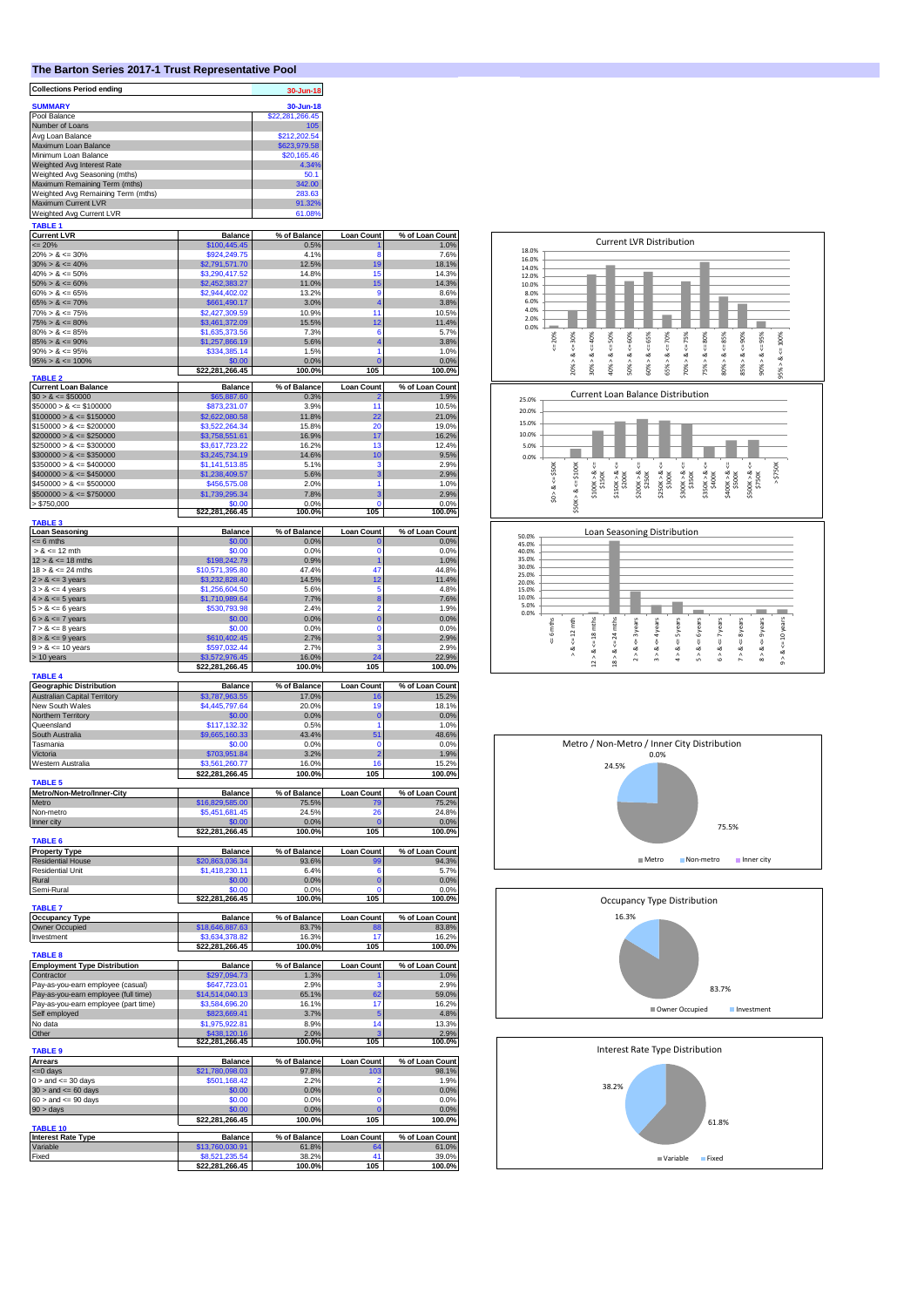# The Barton Series 2017-1 Trust Representative Pool

| Collections Period ending | 30-Jun-18 |
|---|---|

| SUMMARY | 30-Jun-18 |
|---|---|
| Pool Balance | $22,281,266.45 |
| Number of Loans | 105 |
| Avg Loan Balance | $212,202.54 |
| Maximum Loan Balance | $623,979.58 |
| Minimum Loan Balance | $20,165.46 |
| Weighted Avg Interest Rate | 4.34% |
| Weighted Avg Seasoning (mths) | 50.1 |
| Maximum Remaining Term (mths) | 342.00 |
| Weighted Avg Remaining Term (mths) | 283.63 |
| Maximum Current LVR | 91.32% |
| Weighted Avg Current LVR | 61.08% |

**TABLE 1**

| Current LVR | Balance | % of Balance | Loan Count | % of Loan Count |
|---|---|---|---|---|
| <= 20% | $100,445.45 | 0.5% | 1 | 1.0% |
| 20% > & <= 30% | $924,249.75 | 4.1% | 8 | 7.6% |
| 30% > & <= 40% | $2,791,571.70 | 12.5% | 19 | 18.1% |
| 40% > & <= 50% | $3,290,417.52 | 14.8% | 15 | 14.3% |
| 50% > & <= 60% | $2,452,383.27 | 11.0% | 15 | 14.3% |
| 60% > & <= 65% | $2,944,402.02 | 13.2% | 9 | 8.6% |
| 65% > & <= 70% | $661,490.17 | 3.0% | 4 | 3.8% |
| 70% > & <= 75% | $2,427,309.59 | 10.9% | 11 | 10.5% |
| 75% > & <= 80% | $3,461,372.09 | 15.5% | 12 | 11.4% |
| 80% > & <= 85% | $1,635,373.56 | 7.3% | 6 | 5.7% |
| 85% > & <= 90% | $1,257,866.19 | 5.6% | 4 | 3.8% |
| 90% > & <= 95% | $334,385.14 | 1.5% | 1 | 1.0% |
| 95% > & <= 100% | $0.00 | 0.0% | 0 | 0.0% |
| | $22,281,266.45 | 100.0% | 105 | 100.0% |

Current LVR Distribution

**TABLE 2**

| Current Loan Balance | Balance | % of Balance | Loan Count | % of Loan Count |
|---|---|---|---|---|
| $0 > & <= $50000 | $65,887.60 | 0.3% | 2 | 1.9% |
| $50000 > & <= $100000 | $873,231.07 | 3.9% | 11 | 10.5% |
| $100000 > & <= $150000 | $2,622,080.58 | 11.8% | 22 | 21.0% |
| $150000 > & <= $200000 | $3,522,264.34 | 15.8% | 20 | 19.0% |
| $200000 > & <= $250000 | $3,758,551.61 | 16.9% | 17 | 16.2% |
| $250000 > & <= $300000 | $3,617,723.22 | 16.2% | 13 | 12.4% |
| $300000 > & <= $350000 | $3,245,734.19 | 14.6% | 10 | 9.5% |
| $350000 > & <= $400000 | $1,141,513.85 | 5.1% | 3 | 2.9% |
| $400000 > & <= $450000 | $1,238,409.57 | 5.6% | 3 | 2.9% |
| $450000 > & <= $500000 | $456,575.08 | 2.0% | 1 | 1.0% |
| $500000 > & <= $750000 | $1,739,295.34 | 7.8% | 3 | 2.9% |
| > $750,000 | $0.00 | 0.0% | 0 | 0.0% |
| | $22,281,266.45 | 100.0% | 105 | 100.0% |

Current Loan Balance Distribution

**TABLE 3**

| Loan Seasoning | Balance | % of Balance | Loan Count | % of Loan Count |
|---|---|---|---|---|
| <= 6 mths | $0.00 | 0.0% | 0 | 0.0% |
| > & <= 12 mth | $0.00 | 0.0% | 0 | 0.0% |
| 12 > & <= 18 mths | $198,242.79 | 0.9% | 1 | 1.0% |
| 18 > & <= 24 mths | $10,571,395.80 | 47.4% | 47 | 44.8% |
| 2 > & <= 3 years | $3,232,828.40 | 14.5% | 12 | 11.4% |
| 3 > & <= 4 years | $1,256,604.50 | 5.6% | 5 | 4.8% |
| 4 > & <= 5 years | $1,710,989.64 | 7.7% | 8 | 7.6% |
| 5 > & <= 6 years | $530,793.98 | 2.4% | 2 | 1.9% |
| 6 > & <= 7 years | $0.00 | 0.0% | 0 | 0.0% |
| 7 > & <= 8 years | $0.00 | 0.0% | 0 | 0.0% |
| 8 > & <= 9 years | $610,402.45 | 2.7% | 3 | 2.9% |
| 9 > & <= 10 years | $597,032.44 | 2.7% | 3 | 2.9% |
| > 10 years | $3,572,976.45 | 16.0% | 24 | 22.9% |
| | $22,281,266.45 | 100.0% | 105 | 100.0% |

Loan Seasoning Distribution

**TABLE 4**

| Geographic Distribution | Balance | % of Balance | Loan Count | % of Loan Count |
|---|---|---|---|---|
| Australian Capital Territory | $3,787,963.55 | 17.0% | 16 | 15.2% |
| New South Wales | $4,445,797.64 | 20.0% | 19 | 18.1% |
| Northern Territory | $0.00 | 0.0% | 0 | 0.0% |
| Queensland | $117,132.32 | 0.5% | 1 | 1.0% |
| South Australia | $9,665,160.33 | 43.4% | 51 | 48.6% |
| Tasmania | $0.00 | 0.0% | 0 | 0.0% |
| Victoria | $703,951.84 | 3.2% | 2 | 1.9% |
| Western Australia | $3,561,260.77 | 16.0% | 16 | 15.2% |
| | $22,281,266.45 | 100.0% | 105 | 100.0% |

**TABLE 5**

| Metro/Non-Metro/Inner-City | Balance | % of Balance | Loan Count | % of Loan Count |
|---|---|---|---|---|
| Metro | $16,829,585.00 | 75.5% | 79 | 75.2% |
| Non-metro | $5,451,681.45 | 24.5% | 26 | 24.8% |
| Inner city | $0.00 | 0.0% | 0 | 0.0% |
| | $22,281,266.45 | 100.0% | 105 | 100.0% |

Metro / Non-Metro / Inner City Distribution
0.0%
24.5%
75.5%
Metro Non-metro Inner city

**TABLE 6**

| Property Type | Balance | % of Balance | Loan Count | % of Loan Count |
|---|---|---|---|---|
| Residential House | $20,863,036.34 | 93.6% | 99 | 94.3% |
| Residential Unit | $1,418,230.11 | 6.4% | 6 | 5.7% |
| Rural | $0.00 | 0.0% | 0 | 0.0% |
| Semi-Rural | $0.00 | 0.0% | 0 | 0.0% |
| | $22,281,266.45 | 100.0% | 105 | 100.0% |

**TABLE 7**

| Occupancy Type | Balance | % of Balance | Loan Count | % of Loan Count |
|---|---|---|---|---|
| Owner Occupied | $18,646,887.63 | 83.7% | 88 | 83.8% |
| Investment | $3,634,378.82 | 16.3% | 17 | 16.2% |
| | $22,281,266.45 | 100.0% | 105 | 100.0% |

Occupancy Type Distribution
16.3%
83.7%
Owner Occupied Investment

**TABLE 8**

| Employment Type Distribution | Balance | % of Balance | Loan Count | % of Loan Count |
|---|---|---|---|---|
| Contractor | $297,094.73 | 1.3% | 1 | 1.0% |
| Pay-as-you-earn employee (casual) | $647,723.01 | 2.9% | 3 | 2.9% |
| Pay-as-you-earn employee (full time) | $14,514,040.13 | 65.1% | 62 | 59.0% |
| Pay-as-you-earn employee (part time) | $3,584,696.20 | 16.1% | 17 | 16.2% |
| Self employed | $823,669.41 | 3.7% | 5 | 4.8% |
| No data | $1,975,922.81 | 8.9% | 14 | 13.3% |
| Other | $438,120.16 | 2.0% | 3 | 2.9% |
| | $22,281,266.45 | 100.0% | 105 | 100.0% |

**TABLE 9**

| Arrears | Balance | % of Balance | Loan Count | % of Loan Count |
|---|---|---|---|---|
| <=0 days | $21,780,098.03 | 97.8% | 103 | 98.1% |
| 0 > and <= 30 days | $501,168.42 | 2.2% | 2 | 1.9% |
| 30 > and <= 60 days | $0.00 | 0.0% | 0 | 0.0% |
| 60 > and <= 90 days | $0.00 | 0.0% | 0 | 0.0% |
| 90 > days | $0.00 | 0.0% | 0 | 0.0% |
| | $22,281,266.45 | 100.0% | 105 | 100.0% |

**TABLE 10**

| Interest Rate Type | Balance | % of Balance | Loan Count | % of Loan Count |
|---|---|---|---|---|
| Variable | $13,760,030.91 | 61.8% | 64 | 61.0% |
| Fixed | $8,521,235.54 | 38.2% | 41 | 39.0% |
| | $22,281,266.45 | 100.0% | 105 | 100.0% |

Interest Rate Type Distribution
38.2%
61.8%
Variable Fixed